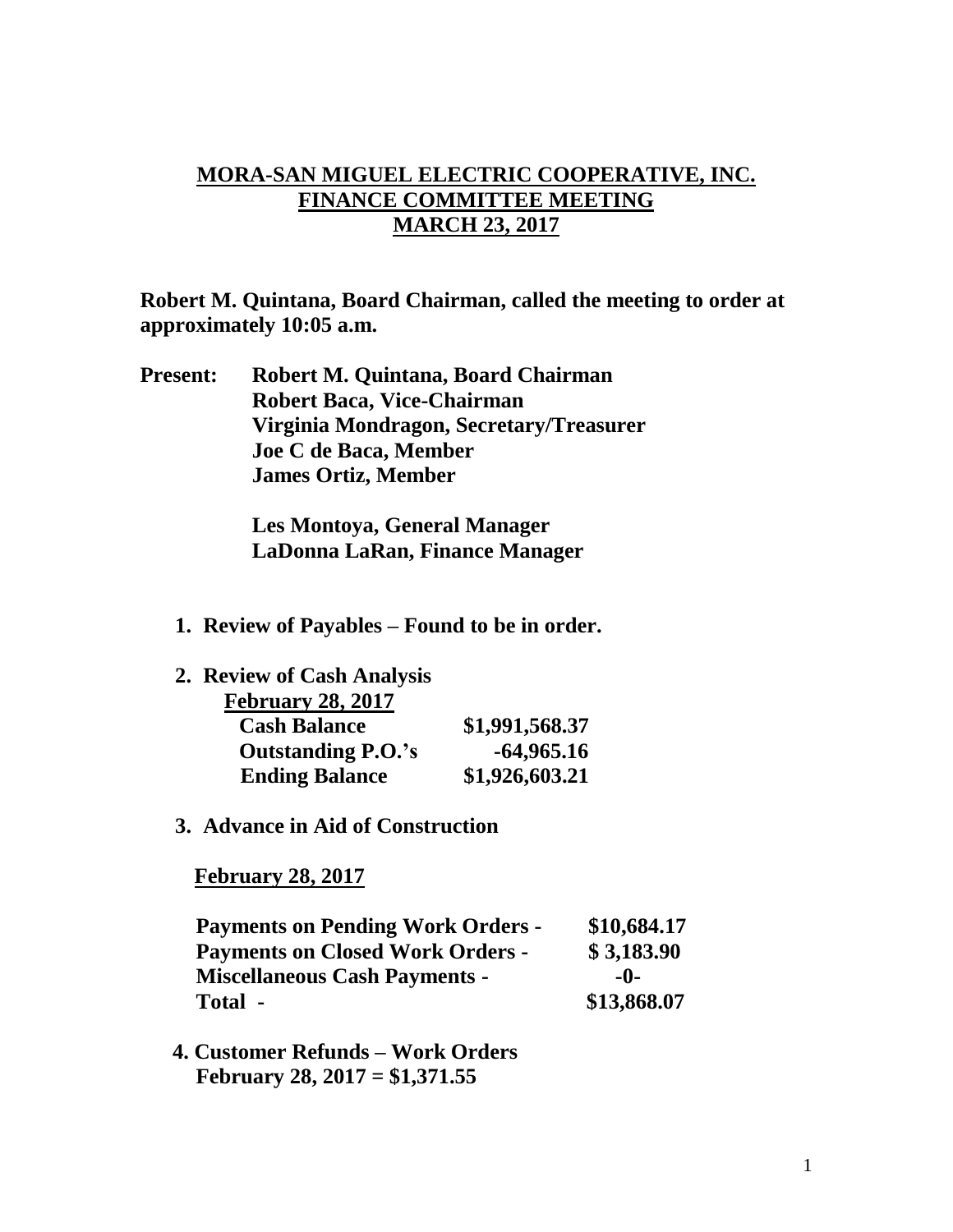# MORA-SAN MIGUEL ELECTRIC COOPERATIVE, INC.
## FINANCE COMMITTEE MEETING
## MARCH 23, 2017

**Robert M. Quintana, Board Chairman, called the meeting to order at approximately 10:05 a.m.**

**Present:** **Robert M. Quintana, Board Chairman**
**Robert Baca, Vice-Chairman**
**Virginia Mondragon, Secretary/Treasurer**
**Joe C de Baca, Member**
**James Ortiz, Member**

**Les Montoya, General Manager**
**LaDonna LaRan, Finance Manager**

1. **Review of Payables – Found to be in order.**

2. **Review of Cash Analysis**

   **February 28, 2017**

   | | |
   |---|---|
   | **Cash Balance** | **\$1,991,568.37** |
   | **Outstanding P.O.'s** | **-64,965.16** |
   | **Ending Balance** | **\$1,926,603.21** |

3. **Advance in Aid of Construction**

   **February 28, 2017**

   | | |
   |---|---|
   | **Payments on Pending Work Orders -** | **\$10,684.17** |
   | **Payments on Closed Work Orders -** | **\$ 3,183.90** |
   | **Miscellaneous Cash Payments -** | **-0-** |
   | **Total -** | **\$13,868.07** |

4. **Customer Refunds – Work Orders**
   **February 28, 2017 = \$1,371.55**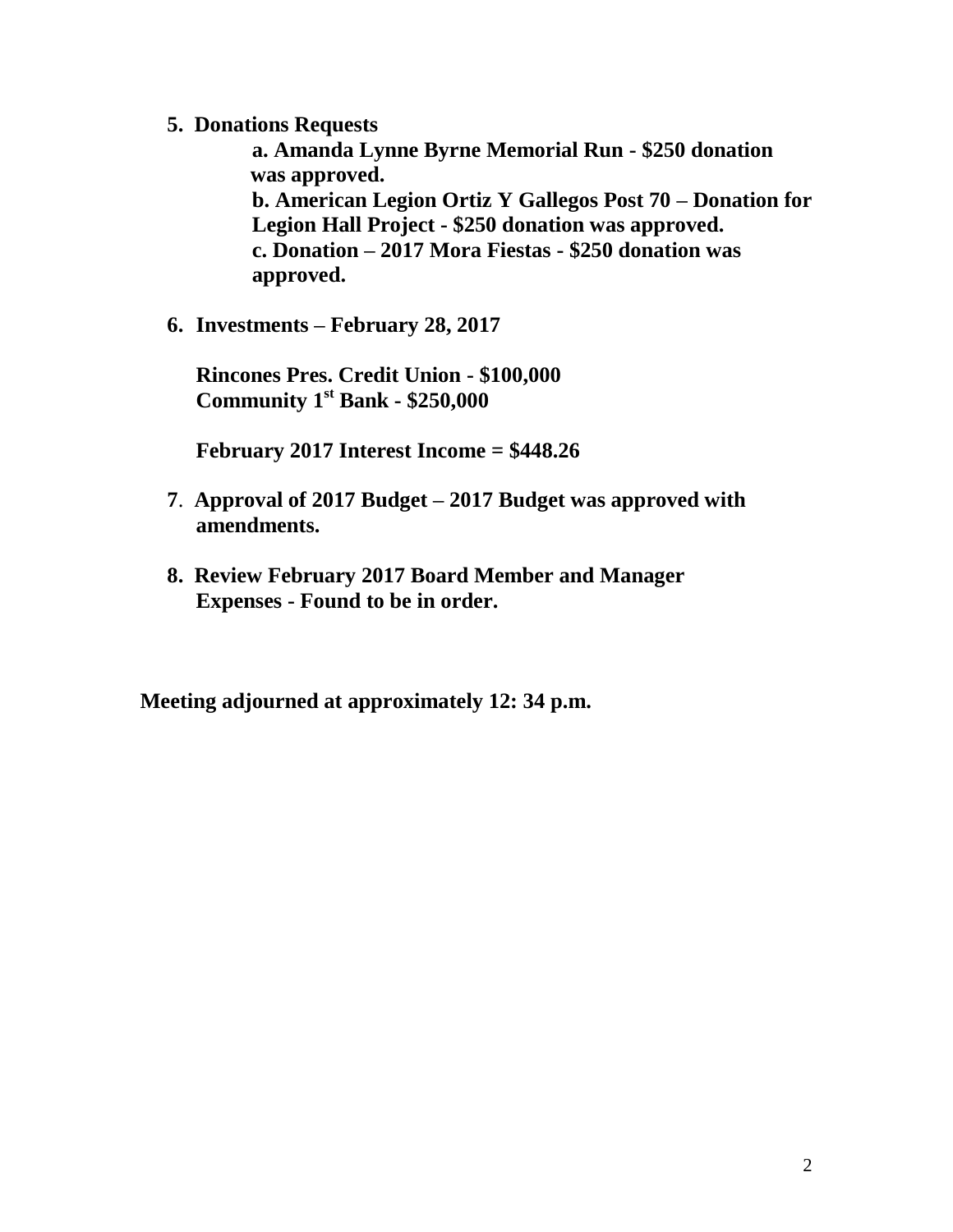**5. Donations Requests**

**a. Amanda Lynne Byrne Memorial Run - $250 donation was approved.**

**b. American Legion Ortiz Y Gallegos Post 70 – Donation for Legion Hall Project - $250 donation was approved.**

**c. Donation – 2017 Mora Fiestas - $250 donation was approved.**

**6. Investments – February 28, 2017**

**Rincones Pres. Credit Union - $100,000**
**Community 1st Bank - $250,000**

**February 2017 Interest Income = $448.26**

**7. Approval of 2017 Budget – 2017 Budget was approved with amendments.**

**8. Review February 2017 Board Member and Manager Expenses - Found to be in order.**

**Meeting adjourned at approximately 12: 34 p.m.**